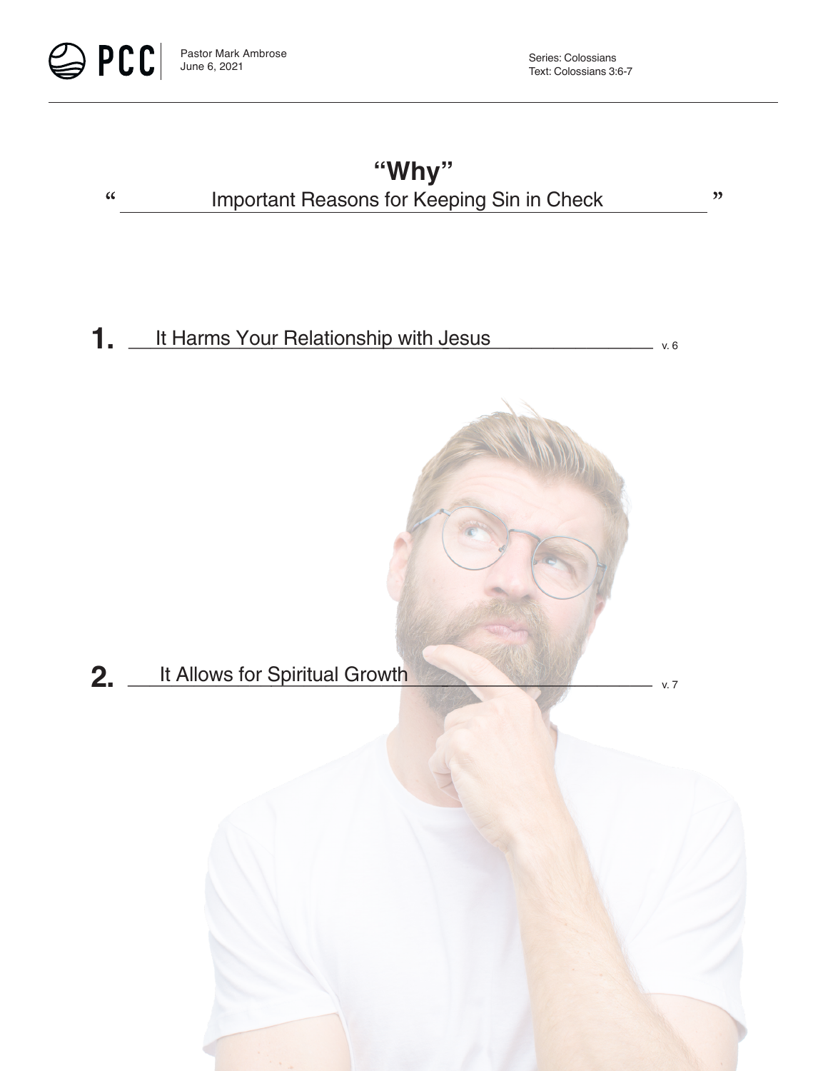PCC | Pastor Mark Ambrose
June 6, 2021

Series: Colossians
Text: Colossians 3:6-7

# "Why"

## "Important Reasons for Keeping Sin in Check"

**1.** It Harms Your Relationship with Jesus v. 6

**2.** It Allows for Spiritual Growth v. 7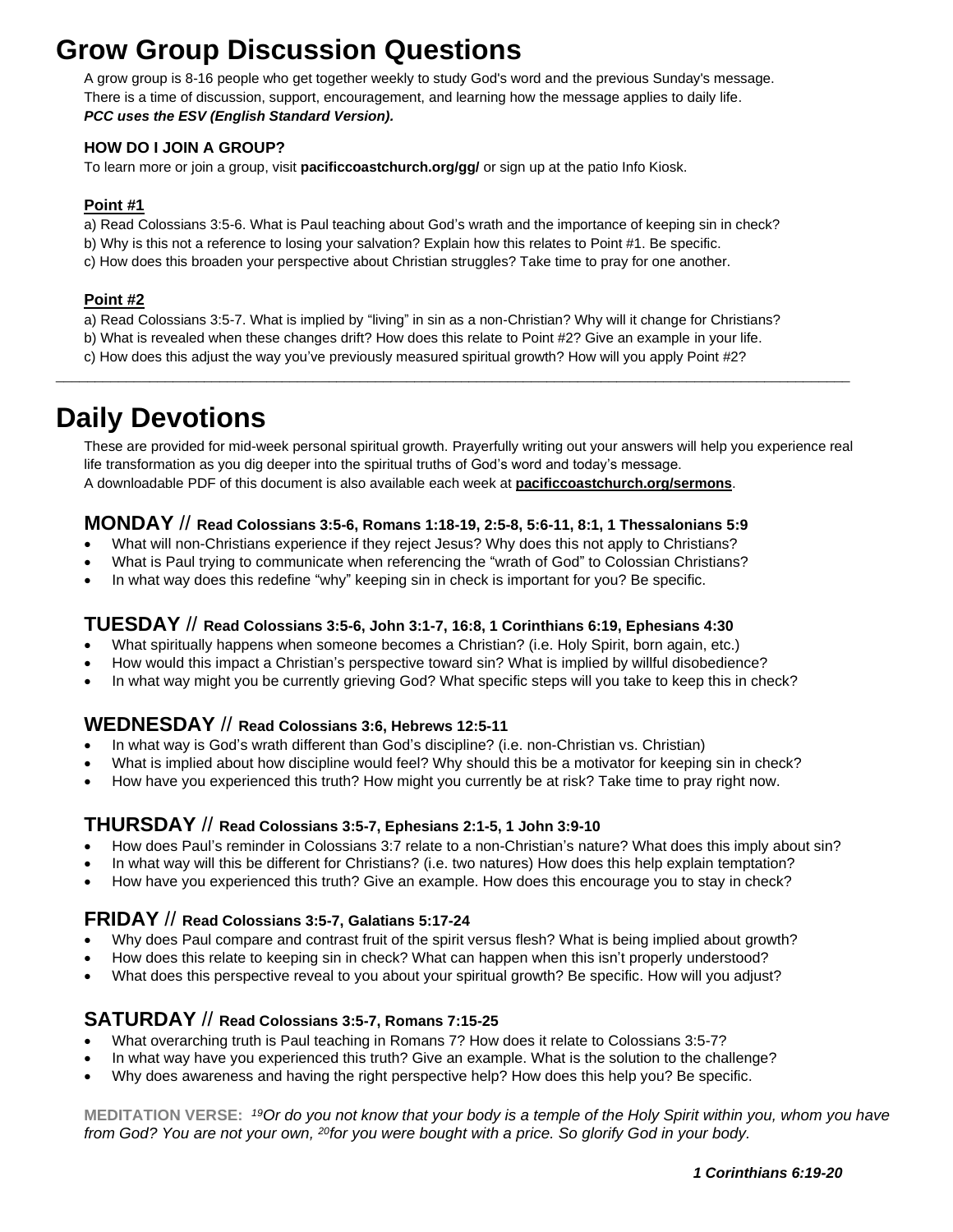# Grow Group Discussion Questions

A grow group is 8-16 people who get together weekly to study God's word and the previous Sunday's message. There is a time of discussion, support, encouragement, and learning how the message applies to daily life.
***PCC uses the ESV (English Standard Version).***

**HOW DO I JOIN A GROUP?**

To learn more or join a group, visit **pacificcoastchurch.org/gg/** or sign up at the patio Info Kiosk.

**Point #1**

a) Read Colossians 3:5-6. What is Paul teaching about God's wrath and the importance of keeping sin in check?
b) Why is this not a reference to losing your salvation? Explain how this relates to Point #1. Be specific.
c) How does this broaden your perspective about Christian struggles? Take time to pray for one another.

**Point #2**

a) Read Colossians 3:5-7. What is implied by "living" in sin as a non-Christian? Why will it change for Christians?
b) What is revealed when these changes drift? How does this relate to Point #2? Give an example in your life.
c) How does this adjust the way you've previously measured spiritual growth? How will you apply Point #2?

---

# Daily Devotions

These are provided for mid-week personal spiritual growth. Prayerfully writing out your answers will help you experience real life transformation as you dig deeper into the spiritual truths of God's word and today's message.
A downloadable PDF of this document is also available each week at **pacificcoastchurch.org/sermons**.

## MONDAY // Read Colossians 3:5-6, Romans 1:18-19, 2:5-8, 5:6-11, 8:1, 1 Thessalonians 5:9

- What will non-Christians experience if they reject Jesus? Why does this not apply to Christians?
- What is Paul trying to communicate when referencing the "wrath of God" to Colossian Christians?
- In what way does this redefine "why" keeping sin in check is important for you? Be specific.

## TUESDAY // Read Colossians 3:5-6, John 3:1-7, 16:8, 1 Corinthians 6:19, Ephesians 4:30

- What spiritually happens when someone becomes a Christian? (i.e. Holy Spirit, born again, etc.)
- How would this impact a Christian's perspective toward sin? What is implied by willful disobedience?
- In what way might you be currently grieving God? What specific steps will you take to keep this in check?

## WEDNESDAY // Read Colossians 3:6, Hebrews 12:5-11

- In what way is God's wrath different than God's discipline? (i.e. non-Christian vs. Christian)
- What is implied about how discipline would feel? Why should this be a motivator for keeping sin in check?
- How have you experienced this truth? How might you currently be at risk? Take time to pray right now.

## THURSDAY // Read Colossians 3:5-7, Ephesians 2:1-5, 1 John 3:9-10

- How does Paul's reminder in Colossians 3:7 relate to a non-Christian's nature? What does this imply about sin?
- In what way will this be different for Christians? (i.e. two natures) How does this help explain temptation?
- How have you experienced this truth? Give an example. How does this encourage you to stay in check?

## FRIDAY // Read Colossians 3:5-7, Galatians 5:17-24

- Why does Paul compare and contrast fruit of the spirit versus flesh? What is being implied about growth?
- How does this relate to keeping sin in check? What can happen when this isn't properly understood?
- What does this perspective reveal to you about your spiritual growth? Be specific. How will you adjust?

## SATURDAY // Read Colossians 3:5-7, Romans 7:15-25

- What overarching truth is Paul teaching in Romans 7? How does it relate to Colossians 3:5-7?
- In what way have you experienced this truth? Give an example. What is the solution to the challenge?
- Why does awareness and having the right perspective help? How does this help you? Be specific.

**MEDITATION VERSE:** *[19]Or do you not know that your body is a temple of the Holy Spirit within you, whom you have from God? You are not your own, [20]for you were bought with a price. So glorify God in your body.*

***1 Corinthians 6:19-20***